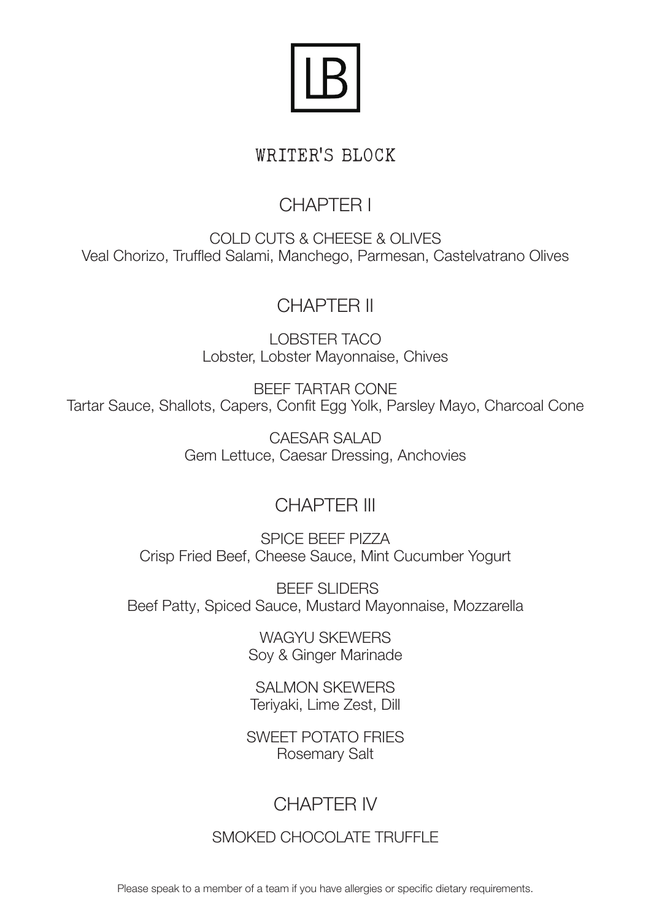# LB

## WRITER'S BLOCK

## CHAPTER I

COLD CUTS & CHEESE & OLIVES
Veal Chorizo, Truffled Salami, Manchego, Parmesan, Castelvatrano Olives

## CHAPTER II

LOBSTER TACO
Lobster, Lobster Mayonnaise, Chives

BEEF TARTAR CONE
Tartar Sauce, Shallots, Capers, Confit Egg Yolk, Parsley Mayo, Charcoal Cone

CAESAR SALAD
Gem Lettuce, Caesar Dressing, Anchovies

## CHAPTER III

SPICE BEEF PIZZA
Crisp Fried Beef, Cheese Sauce, Mint Cucumber Yogurt

BEEF SLIDERS
Beef Patty, Spiced Sauce, Mustard Mayonnaise, Mozzarella

WAGYU SKEWERS
Soy & Ginger Marinade

SALMON SKEWERS
Teriyaki, Lime Zest, Dill

SWEET POTATO FRIES
Rosemary Salt

## CHAPTER IV

SMOKED CHOCOLATE TRUFFLE

Please speak to a member of a team if you have allergies or specific dietary requirements.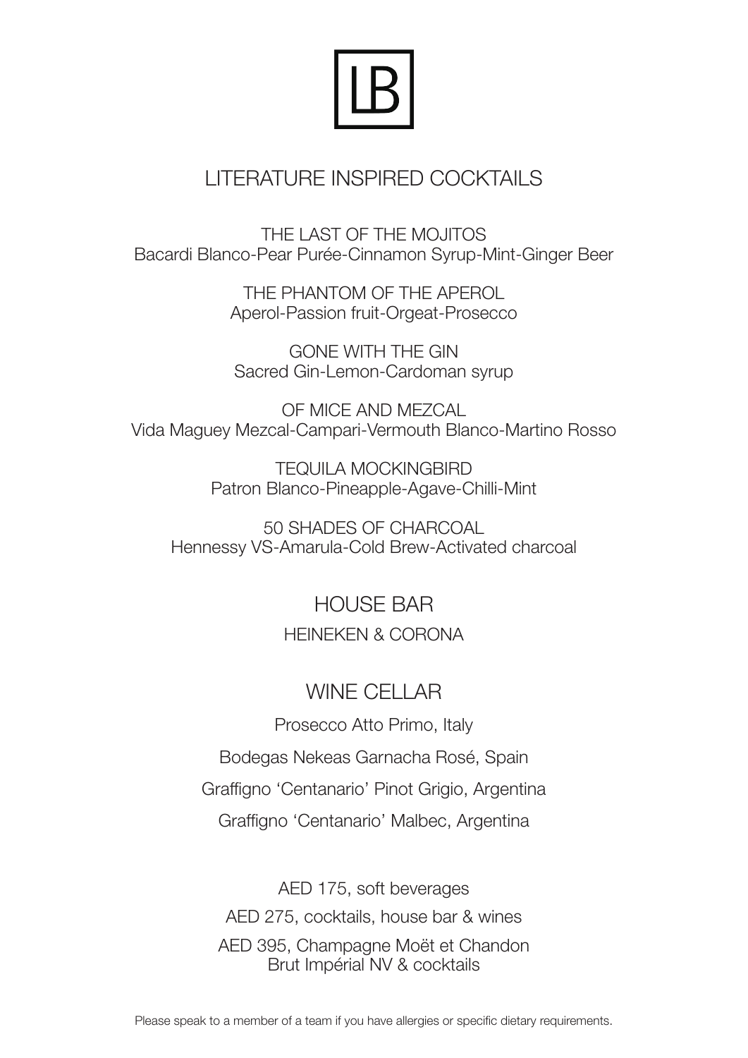# LB

## LITERATURE INSPIRED COCKTAILS

THE LAST OF THE MOJITOS
Bacardi Blanco-Pear Purée-Cinnamon Syrup-Mint-Ginger Beer

THE PHANTOM OF THE APEROL
Aperol-Passion fruit-Orgeat-Prosecco

GONE WITH THE GIN
Sacred Gin-Lemon-Cardoman syrup

OF MICE AND MEZCAL
Vida Maguey Mezcal-Campari-Vermouth Blanco-Martino Rosso

TEQUILA MOCKINGBIRD
Patron Blanco-Pineapple-Agave-Chilli-Mint

50 SHADES OF CHARCOAL
Hennessy VS-Amarula-Cold Brew-Activated charcoal

## HOUSE BAR

HEINEKEN & CORONA

## WINE CELLAR

Prosecco Atto Primo, Italy

Bodegas Nekeas Garnacha Rosé, Spain

Graffigno 'Centanario' Pinot Grigio, Argentina

Graffigno 'Centanario' Malbec, Argentina

AED 175, soft beverages

AED 275, cocktails, house bar & wines

AED 395, Champagne Moët et Chandon
Brut Impérial NV & cocktails

Please speak to a member of a team if you have allergies or specific dietary requirements.